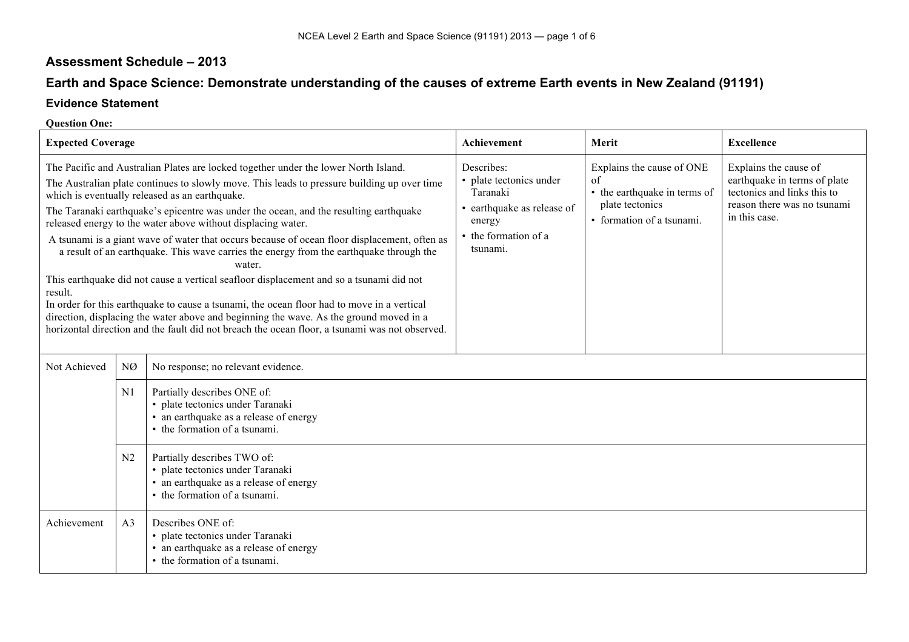## Assessment Schedule – 2013

## Earth and Space Science: Demonstrate understanding of the causes of extreme Earth events in New Zealand (91191)

### Evidence Statement

**Question One:**

| Expected Coverage | Achievement | Merit | Excellence |
|---|---|---|---|
| The Pacific and Australian Plates are locked together under the lower North Island.<br>The Australian plate continues to slowly move. This leads to pressure building up over time which is eventually released as an earthquake.<br>The Taranaki earthquake's epicentre was under the ocean, and the resulting earthquake released energy to the water above without displacing water.<br>A tsunami is a giant wave of water that occurs because of ocean floor displacement, often as a result of an earthquake. This wave carries the energy from the earthquake through the water.<br>This earthquake did not cause a vertical seafloor displacement and so a tsunami did not result.<br>In order for this earthquake to cause a tsunami, the ocean floor had to move in a vertical direction, displacing the water above and beginning the wave. As the ground moved in a horizontal direction and the fault did not breach the ocean floor, a tsunami was not observed. | Describes:<br>• plate tectonics under Taranaki<br>• earthquake as release of energy<br>• the formation of a tsunami. | Explains the cause of ONE of<br>• the earthquake in terms of plate tectonics<br>• formation of a tsunami. | Explains the cause of earthquake in terms of plate tectonics and links this to reason there was no tsunami in this case. |

| | | |
|---|---|---|
| Not Achieved | NØ | No response; no relevant evidence. |
| | N1 | Partially describes ONE of:<br>• plate tectonics under Taranaki<br>• an earthquake as a release of energy<br>• the formation of a tsunami. |
| | N2 | Partially describes TWO of:<br>• plate tectonics under Taranaki<br>• an earthquake as a release of energy<br>• the formation of a tsunami. |
| Achievement | A3 | Describes ONE of:<br>• plate tectonics under Taranaki<br>• an earthquake as a release of energy<br>• the formation of a tsunami. |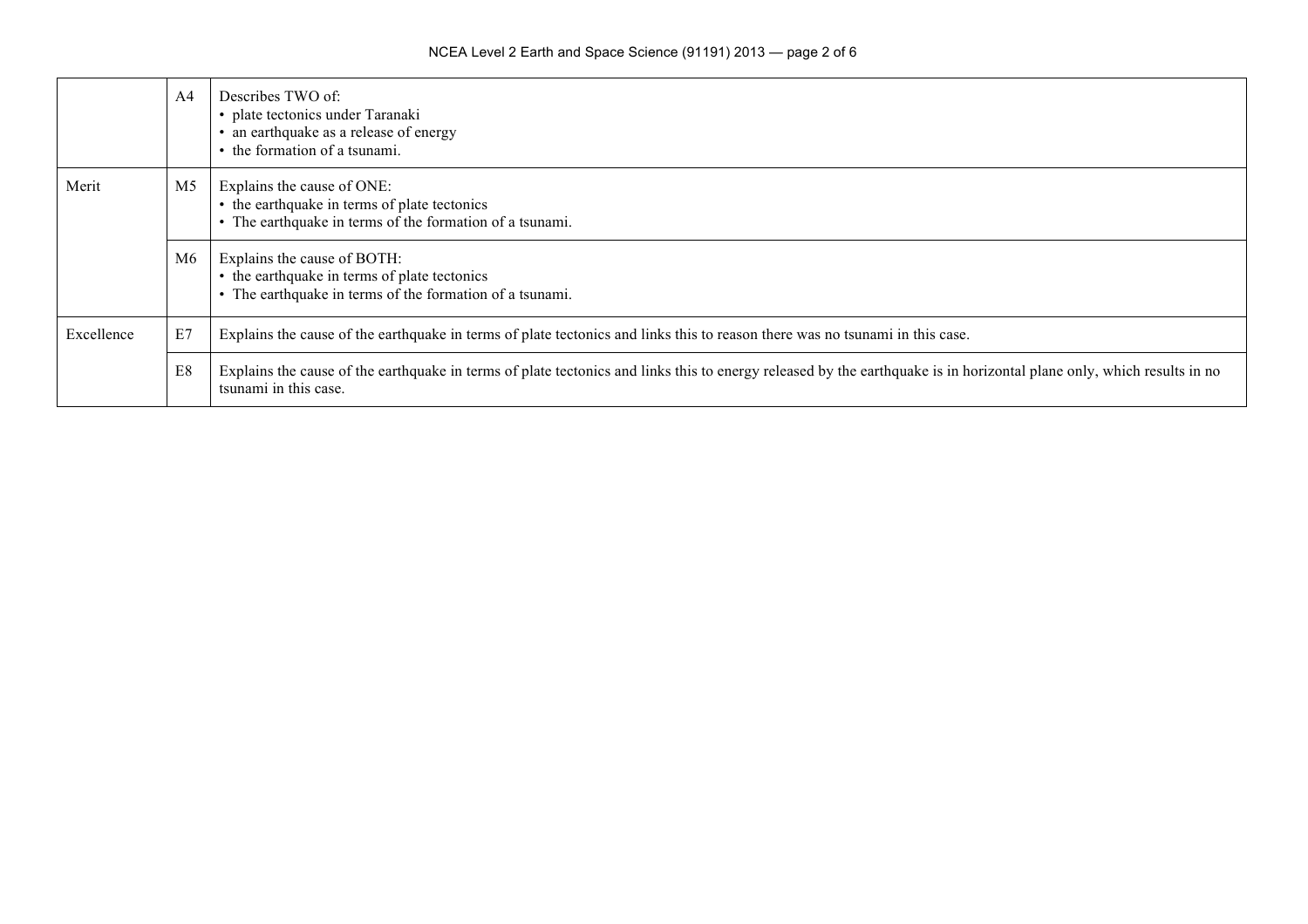| | | |
|---|---|---|
| | A4 | Describes TWO of:<br>• plate tectonics under Taranaki<br>• an earthquake as a release of energy<br>• the formation of a tsunami. |
| Merit | M5 | Explains the cause of ONE:<br>• the earthquake in terms of plate tectonics<br>• The earthquake in terms of the formation of a tsunami. |
| | M6 | Explains the cause of BOTH:<br>• the earthquake in terms of plate tectonics<br>• The earthquake in terms of the formation of a tsunami. |
| Excellence | E7 | Explains the cause of the earthquake in terms of plate tectonics and links this to reason there was no tsunami in this case. |
| | E8 | Explains the cause of the earthquake in terms of plate tectonics and links this to energy released by the earthquake is in horizontal plane only, which results in no tsunami in this case. |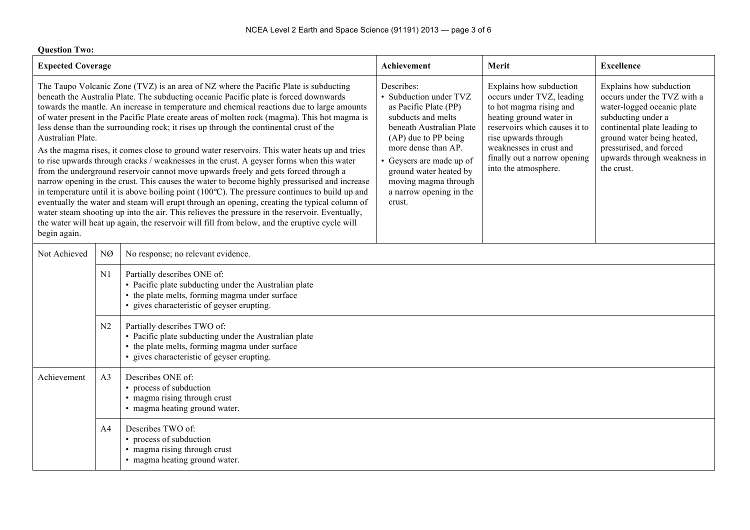**Question Two:**

| Expected Coverage | Achievement | Merit | Excellence |
|---|---|---|---|
| The Taupo Volcanic Zone (TVZ) is an area of NZ where the Pacific Plate is subducting beneath the Australia Plate. The subducting oceanic Pacific plate is forced downwards towards the mantle. An increase in temperature and chemical reactions due to large amounts of water present in the Pacific Plate create areas of molten rock (magma). This hot magma is less dense than the surrounding rock; it rises up through the continental crust of the Australian Plate.<br>As the magma rises, it comes close to ground water reservoirs. This water heats up and tries to rise upwards through cracks / weaknesses in the crust. A geyser forms when this water from the underground reservoir cannot move upwards freely and gets forced through a narrow opening in the crust. This causes the water to become highly pressurised and increase in temperature until it is above boiling point (100℃). The pressure continues to build up and eventually the water and steam will erupt through an opening, creating the typical column of water steam shooting up into the air. This relieves the pressure in the reservoir. Eventually, the water will heat up again, the reservoir will fill from below, and the eruptive cycle will begin again. | Describes:<br>• Subduction under TVZ as Pacific Plate (PP) subducts and melts beneath Australian Plate (AP) due to PP being more dense than AP.<br>• Geysers are made up of ground water heated by moving magma through a narrow opening in the crust. | Explains how subduction occurs under TVZ, leading to hot magma rising and heating ground water in reservoirs which causes it to rise upwards through weaknesses in crust and finally out a narrow opening into the atmosphere. | Explains how subduction occurs under the TVZ with a water-logged oceanic plate subducting under a continental plate leading to ground water being heated, pressurised, and forced upwards through weakness in the crust. |

| | | |
|---|---|---|
| Not Achieved | NØ | No response; no relevant evidence. |
| | N1 | Partially describes ONE of:<br>• Pacific plate subducting under the Australian plate<br>• the plate melts, forming magma under surface<br>• gives characteristic of geyser erupting. |
| | N2 | Partially describes TWO of:<br>• Pacific plate subducting under the Australian plate<br>• the plate melts, forming magma under surface<br>• gives characteristic of geyser erupting. |
| Achievement | A3 | Describes ONE of:<br>• process of subduction<br>• magma rising through crust<br>• magma heating ground water. |
| | A4 | Describes TWO of:<br>• process of subduction<br>• magma rising through crust<br>• magma heating ground water. |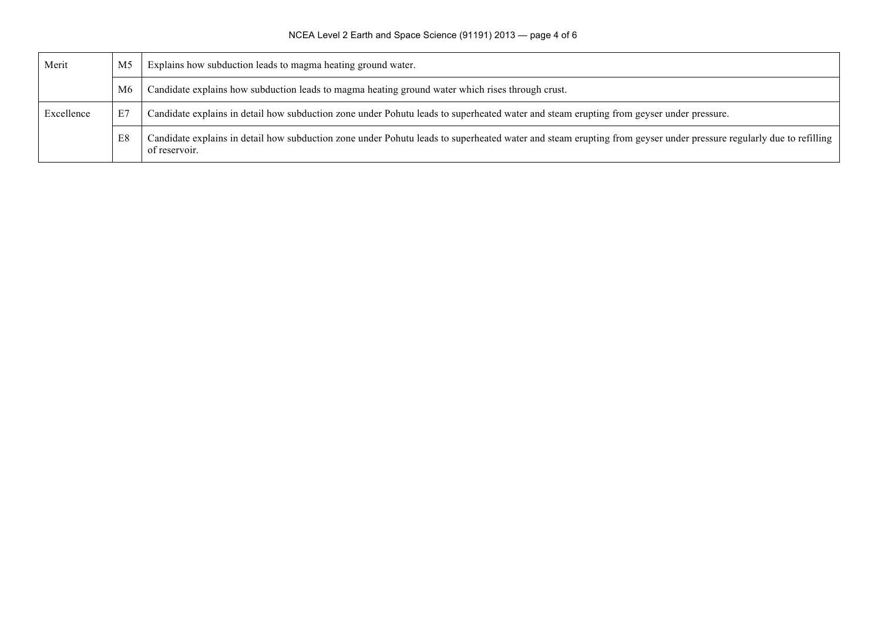| | | |
|---|---|---|
| Merit | M5 | Explains how subduction leads to magma heating ground water. |
| | M6 | Candidate explains how subduction leads to magma heating ground water which rises through crust. |
| Excellence | E7 | Candidate explains in detail how subduction zone under Pohutu leads to superheated water and steam erupting from geyser under pressure. |
| | E8 | Candidate explains in detail how subduction zone under Pohutu leads to superheated water and steam erupting from geyser under pressure regularly due to refilling of reservoir. |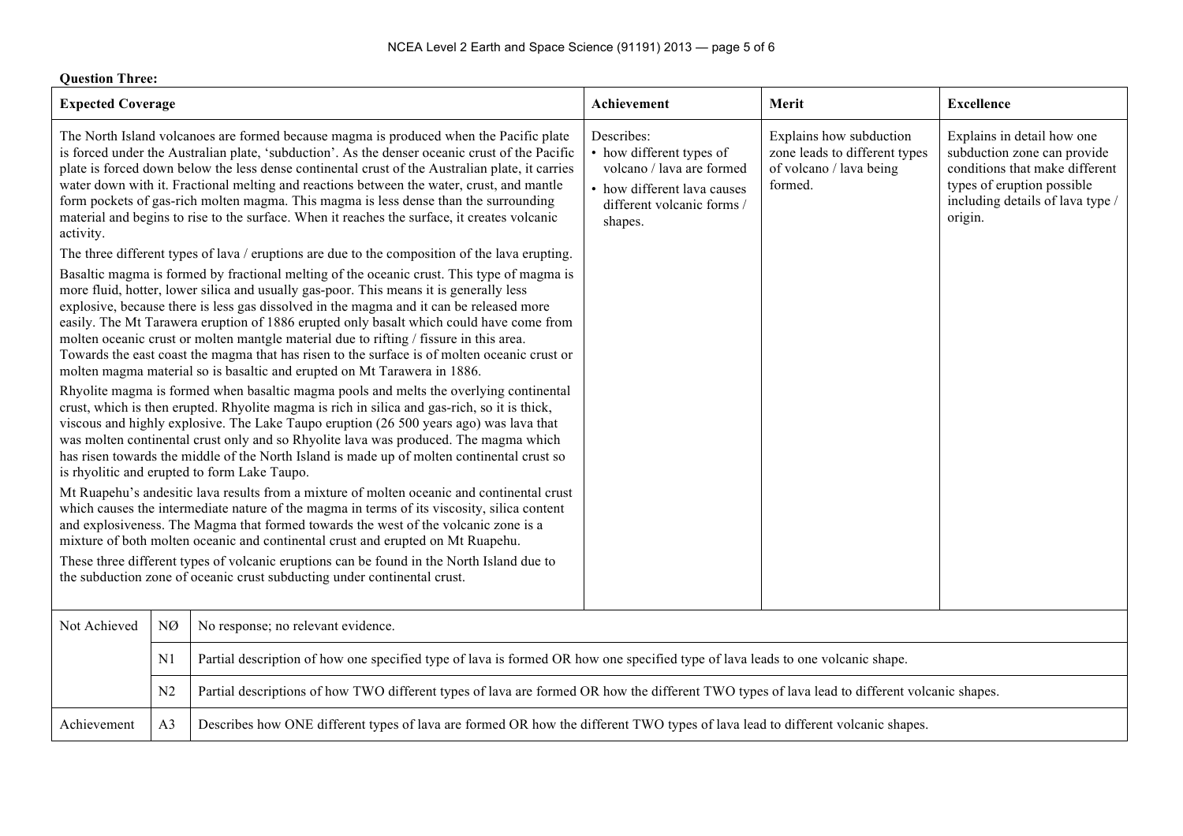**Question Three:**

| Expected Coverage | Achievement | Merit | Excellence |
|---|---|---|---|
| The North Island volcanoes are formed because magma is produced when the Pacific plate is forced under the Australian plate, 'subduction'. As the denser oceanic crust of the Pacific plate is forced down below the less dense continental crust of the Australian plate, it carries water down with it. Fractional melting and reactions between the water, crust, and mantle form pockets of gas-rich molten magma. This magma is less dense than the surrounding material and begins to rise to the surface. When it reaches the surface, it creates volcanic activity.<br><br>The three different types of lava / eruptions are due to the composition of the lava erupting.<br><br>Basaltic magma is formed by fractional melting of the oceanic crust. This type of magma is more fluid, hotter, lower silica and usually gas-poor. This means it is generally less explosive, because there is less gas dissolved in the magma and it can be released more easily. The Mt Tarawera eruption of 1886 erupted only basalt which could have come from molten oceanic crust or molten mantgle material due to rifting / fissure in this area. Towards the east coast the magma that has risen to the surface is of molten oceanic crust or molten magma material so is basaltic and erupted on Mt Tarawera in 1886.<br><br>Rhyolite magma is formed when basaltic magma pools and melts the overlying continental crust, which is then erupted. Rhyolite magma is rich in silica and gas-rich, so it is thick, viscous and highly explosive. The Lake Taupo eruption (26 500 years ago) was lava that was molten continental crust only and so Rhyolite lava was produced. The magma which has risen towards the middle of the North Island is made up of molten continental crust so is rhyolitic and erupted to form Lake Taupo.<br><br>Mt Ruapehu's andesitic lava results from a mixture of molten oceanic and continental crust which causes the intermediate nature of the magma in terms of its viscosity, silica content and explosiveness. The Magma that formed towards the west of the volcanic zone is a mixture of both molten oceanic and continental crust and erupted on Mt Ruapehu.<br><br>These three different types of volcanic eruptions can be found in the North Island due to the subduction zone of oceanic crust subducting under continental crust. | Describes:<br>• how different types of volcano / lava are formed<br>• how different lava causes different volcanic forms / shapes. | Explains how subduction zone leads to different types of volcano / lava being formed. | Explains in detail how one subduction zone can provide conditions that make different types of eruption possible including details of lava type / origin. |

| | | |
|---|---|---|
| Not Achieved | NØ | No response; no relevant evidence. |
| | N1 | Partial description of how one specified type of lava is formed OR how one specified type of lava leads to one volcanic shape. |
| | N2 | Partial descriptions of how TWO different types of lava are formed OR how the different TWO types of lava lead to different volcanic shapes. |
| Achievement | A3 | Describes how ONE different types of lava are formed OR how the different TWO types of lava lead to different volcanic shapes. |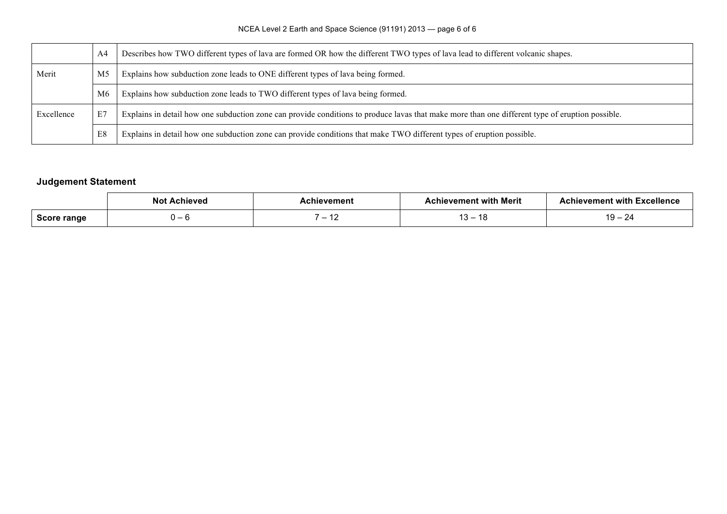| | | |
|---|---|---|
| | A4 | Describes how TWO different types of lava are formed OR how the different TWO types of lava lead to different volcanic shapes. |
| Merit | M5 | Explains how subduction zone leads to ONE different types of lava being formed. |
| | M6 | Explains how subduction zone leads to TWO different types of lava being formed. |
| Excellence | E7 | Explains in detail how one subduction zone can provide conditions to produce lavas that make more than one different type of eruption possible. |
| | E8 | Explains in detail how one subduction zone can provide conditions that make TWO different types of eruption possible. |

**Judgement Statement**

| | Not Achieved | Achievement | Achievement with Merit | Achievement with Excellence |
|---|---|---|---|---|
| **Score range** | 0 – 6 | 7 – 12 | 13 – 18 | 19 – 24 |